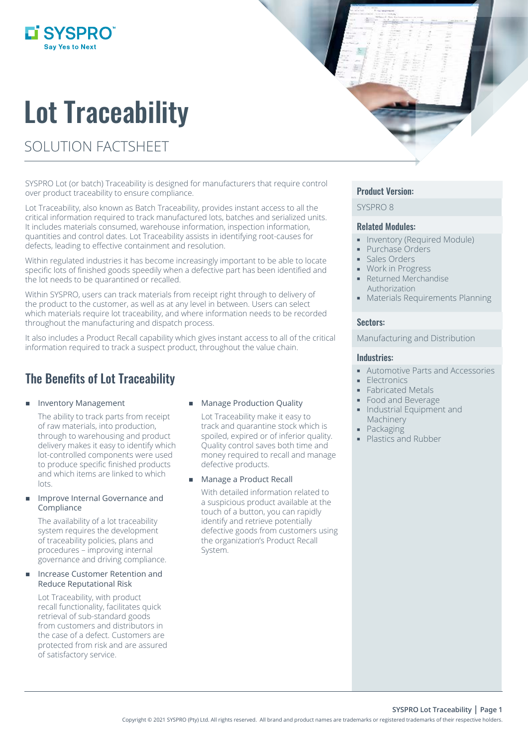# Lot Traceability

## SOLUTION FACTSHEET

SYSPRO Lot (or batch) Traceability is designed for manufacturers that require control over product traceability to ensure compliance.

Lot Traceability, also known as Batch Traceability, provides instant access to all the critical information required to track manufactured lots, batches and serialized units. It includes materials consumed, warehouse information, inspection information, quantities and control dates. Lot Traceability assists in identifying root-causes for defects, leading to effective containment and resolution.

Within regulated industries it has become increasingly important to be able to locate specific lots of finished goods speedily when a defective part has been identified and the lot needs to be quarantined or recalled.

Within SYSPRO, users can track materials from receipt right through to delivery of the product to the customer, as well as at any level in between. Users can select which materials require lot traceability, and where information needs to be recorded throughout the manufacturing and dispatch process.

It also includes a Product Recall capability which gives instant access to all of the critical information required to track a suspect product, throughout the value chain.

## The Benefits of Lot Traceability

- Inventory Management

  The ability to track parts from receipt of raw materials, into production, through to warehousing and product delivery makes it easy to identify which lot-controlled components were used to produce specific finished products and which items are linked to which lots.

- Improve Internal Governance and Compliance

  The availability of a lot traceability system requires the development of traceability policies, plans and procedures – improving internal governance and driving compliance.

- Increase Customer Retention and Reduce Reputational Risk

  Lot Traceability, with product recall functionality, facilitates quick retrieval of sub-standard goods from customers and distributors in the case of a defect. Customers are protected from risk and are assured of satisfactory service.

- Manage Production Quality

  Lot Traceability make it easy to track and quarantine stock which is spoiled, expired or of inferior quality. Quality control saves both time and money required to recall and manage defective products.

- Manage a Product Recall

  With detailed information related to a suspicious product available at the touch of a button, you can rapidly identify and retrieve potentially defective goods from customers using the organization's Product Recall System.

### Product Version:

SYSPRO 8

### Related Modules:

- Inventory (Required Module)
- Purchase Orders
- Sales Orders
- Work in Progress
- Returned Merchandise Authorization
- Materials Requirements Planning

### Sectors:

Manufacturing and Distribution

### Industries:

- Automotive Parts and Accessories
- Electronics
- Fabricated Metals
- Food and Beverage
- Industrial Equipment and Machinery
- Packaging
- Plastics and Rubber

Copyright © 2021 SYSPRO (Pty) Ltd. All rights reserved. All brand and product names are trademarks or registered trademarks of their respective holders.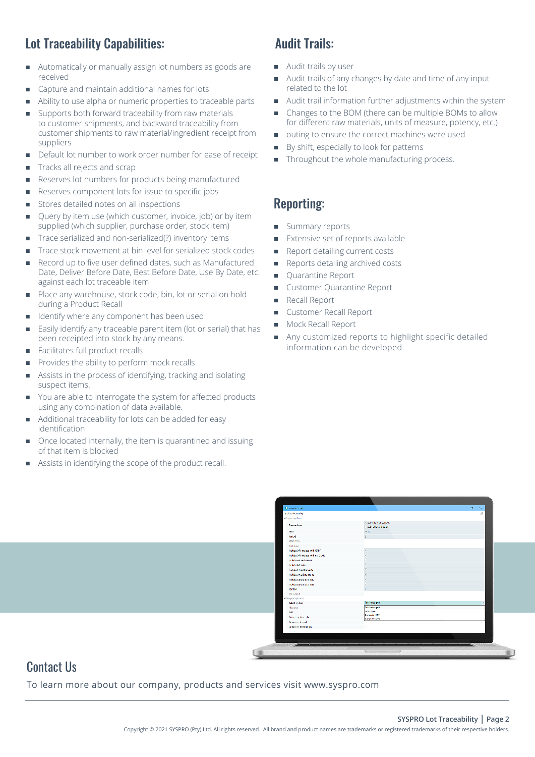## Lot Traceability Capabilities:

- Automatically or manually assign lot numbers as goods are received
- Capture and maintain additional names for lots
- Ability to use alpha or numeric properties to traceable parts
- Supports both forward traceability from raw materials to customer shipments, and backward traceability from customer shipments to raw material/ingredient receipt from suppliers
- Default lot number to work order number for ease of receipt
- Tracks all rejects and scrap
- Reserves lot numbers for products being manufactured
- Reserves component lots for issue to specific jobs
- Stores detailed notes on all inspections
- Query by item use (which customer, invoice, job) or by item supplied (which supplier, purchase order, stock item)
- Trace serialized and non-serialized(?) inventory items
- Trace stock movement at bin level for serialized stock codes
- Record up to five user defined dates, such as Manufactured Date, Deliver Before Date, Best Before Date, Use By Date, etc. against each lot traceable item
- Place any warehouse, stock code, bin, lot or serial on hold during a Product Recall
- Identify where any component has been used
- Easily identify any traceable parent item (lot or serial) that has been receipted into stock by any means.
- Facilitates full product recalls
- Provides the ability to perform mock recalls
- Assists in the process of identifying, tracking and isolating suspect items.
- You are able to interrogate the system for affected products using any combination of data available.
- Additional traceability for lots can be added for easy identification
- Once located internally, the item is quarantined and issuing of that item is blocked
- Assists in identifying the scope of the product recall.

## Audit Trails:

- Audit trails by user
- Audit trails of any changes by date and time of any input related to the lot
- Audit trail information further adjustments within the system
- Changes to the BOM (there can be multiple BOMs to allow for different raw materials, units of measure, potency, etc.)
- outing to ensure the correct machines were used
- By shift, especially to look for patterns
- Throughout the whole manufacturing process.

## Reporting:

- Summary reports
- Extensive set of reports available
- Report detailing current costs
- Reports detailing archived costs
- Quarantine Report
- Customer Quarantine Report
- Recall Report
- Customer Recall Report
- Mock Recall Report
- Any customized reports to highlight specific detailed information can be developed.

## Contact Us

To learn more about our company, products and services visit www.syspro.com

Copyright © 2021 SYSPRO (Pty) Ltd. All rights reserved. All brand and product names are trademarks or registered trademarks of their respective holders.